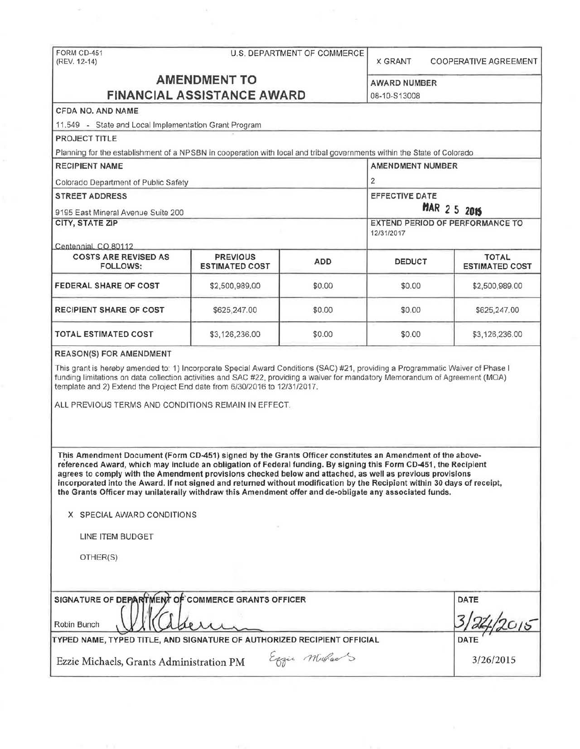FORM CD-451
(REV. 12-14)

U.S. DEPARTMENT OF COMMERCE

X GRANT     COOPERATIVE AGREEMENT

# AMENDMENT TO FINANCIAL ASSISTANCE AWARD

**AWARD NUMBER**
08-10-S13008

**CFDA NO. AND NAME**
11.549 - State and Local Implementation Grant Program

**PROJECT TITLE**
Planning for the establishment of a NPSBN in cooperation with local and tribal governments within the State of Colorado

**RECIPIENT NAME**
Colorado Department of Public Safety

**AMENDMENT NUMBER**
2

**STREET ADDRESS**
9195 East Mineral Avenue Suite 200

**EFFECTIVE DATE**
MAR 2 5 2015

**CITY, STATE ZIP**
Centennial, CO 80112

**EXTEND PERIOD OF PERFORMANCE TO**
12/31/2017

| COSTS ARE REVISED AS FOLLOWS: | PREVIOUS ESTIMATED COST | ADD | DEDUCT | TOTAL ESTIMATED COST |
|---|---|---|---|---|
| FEDERAL SHARE OF COST | $2,500,989.00 | $0.00 | $0.00 | $2,500,989.00 |
| RECIPIENT SHARE OF COST | $625,247.00 | $0.00 | $0.00 | $625,247.00 |
| TOTAL ESTIMATED COST | $3,126,236.00 | $0.00 | $0.00 | $3,126,236.00 |

**REASON(S) FOR AMENDMENT**

This grant is hereby amended to: 1) Incorporate Special Award Conditions (SAC) #21, providing a Programmatic Waiver of Phase I funding limitations on data collection activities and SAC #22, providing a waiver for mandatory Memorandum of Agreement (MOA) template and 2) Extend the Project End date from 6/30/2016 to 12/31/2017.

ALL PREVIOUS TERMS AND CONDITIONS REMAIN IN EFFECT.

**This Amendment Document (Form CD-451) signed by the Grants Officer constitutes an Amendment of the above-referenced Award, which may include an obligation of Federal funding. By signing this Form CD-451, the Recipient agrees to comply with the Amendment provisions checked below and attached, as well as previous provisions incorporated into the Award. If not signed and returned without modification by the Recipient within 30 days of receipt, the Grants Officer may unilaterally withdraw this Amendment offer and de-obligate any associated funds.**

X SPECIAL AWARD CONDITIONS

LINE ITEM BUDGET

OTHER(S)

| SIGNATURE OF DEPARTMENT OF COMMERCE GRANTS OFFICER | DATE |
|---|---|
| Robin Bunch | 3/24/2015 |
| **TYPED NAME, TYPED TITLE, AND SIGNATURE OF AUTHORIZED RECIPIENT OFFICIAL** | **DATE** |
| Ezzie Michaels, Grants Administration PM | 3/26/2015 |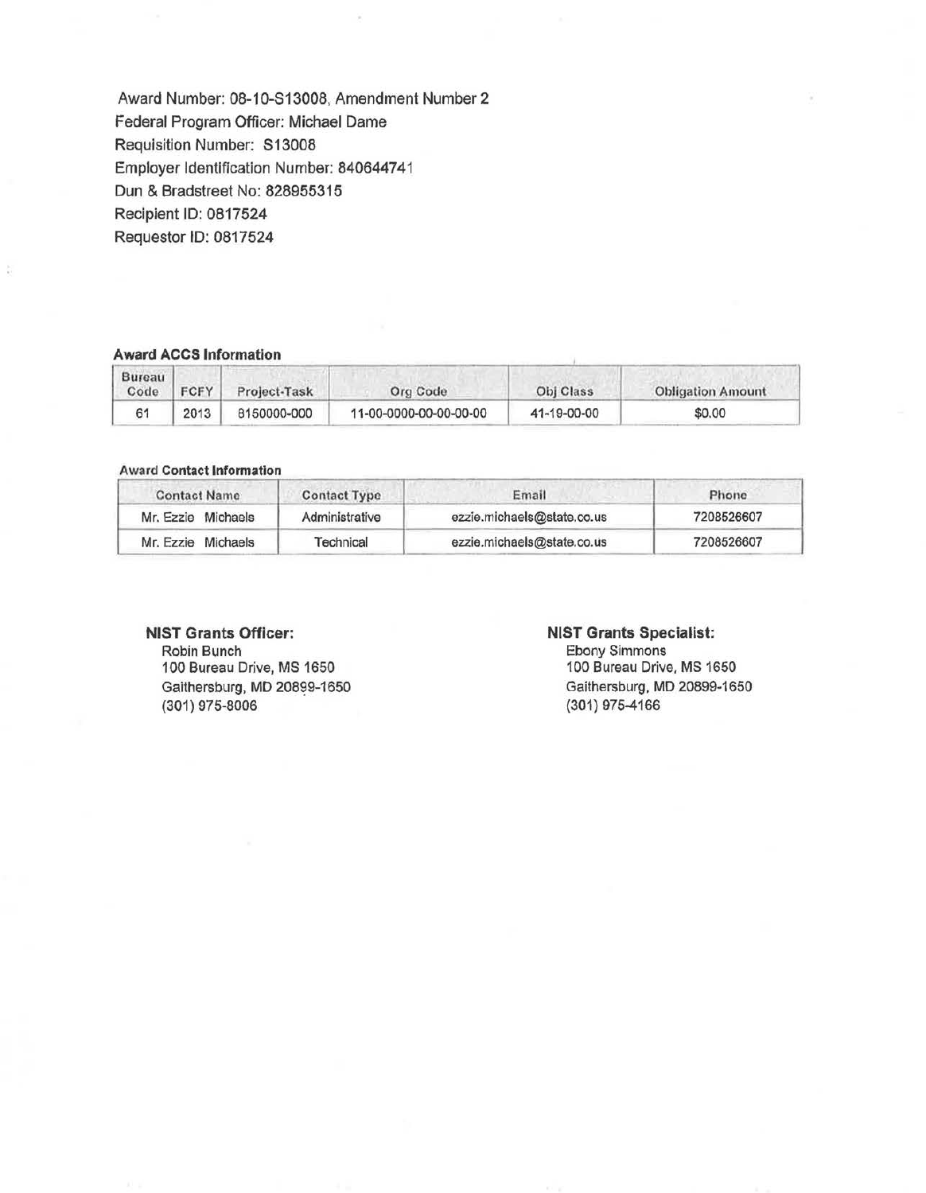Award Number: 08-10-S13008, Amendment Number 2
Federal Program Officer: Michael Dame
Requisition Number: S13008
Employer Identification Number: 840644741
Dun & Bradstreet No: 828955315
Recipient ID: 0817524
Requestor ID: 0817524

**Award ACCS Information**

| Bureau Code | FCFY | Project-Task | Org Code | Obj Class | Obligation Amount |
|---|---|---|---|---|---|
| 61 | 2013 | 8150000-000 | 11-00-0000-00-00-00-00 | 41-19-00-00 | $0.00 |

**Award Contact Information**

| Contact Name | Contact Type | Email | Phone |
|---|---|---|---|
| Mr. Ezzie Michaels | Administrative | ezzie.michaels@state.co.us | 7208526607 |
| Mr. Ezzie Michaels | Technical | ezzie.michaels@state.co.us | 7208526607 |

**NIST Grants Officer:**
Robin Bunch
100 Bureau Drive, MS 1650
Gaithersburg, MD 20899-1650
(301) 975-8006

**NIST Grants Specialist:**
Ebony Simmons
100 Bureau Drive, MS 1650
Gaithersburg, MD 20899-1650
(301) 975-4166